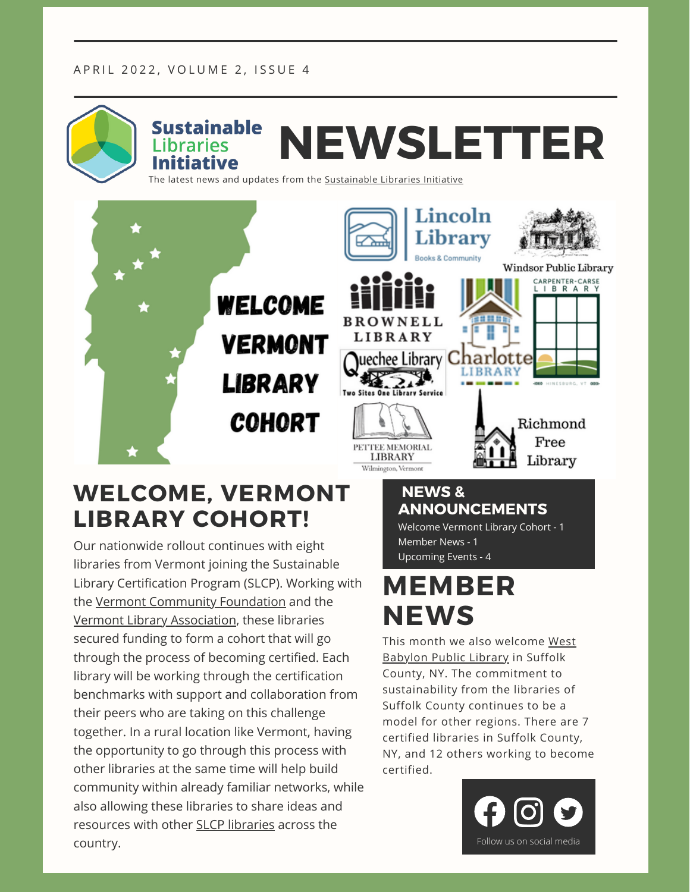APRIL 2022, VOLUME 2, ISSUE 4

# Sustainable Libraries Initiative NEWSLETTER

The latest news and updates from the Sustainable Libraries Initiative

WELCOME VERMONT LIBRARY COHORT

Lincoln Library Books & Community

Windsor Public Library

Brownell Library

Carpenter-Carse Library Hinesburg, VT

Quechee Library Two Sites One Library Service

Charlotte Library

Pettee Memorial Library Wilmington, Vermont

Richmond Free Library

## WELCOME, VERMONT LIBRARY COHORT!

Our nationwide rollout continues with eight libraries from Vermont joining the Sustainable Library Certification Program (SLCP). Working with the Vermont Community Foundation and the Vermont Library Association, these libraries secured funding to form a cohort that will go through the process of becoming certified. Each library will be working through the certification benchmarks with support and collaboration from their peers who are taking on this challenge together. In a rural location like Vermont, having the opportunity to go through this process with other libraries at the same time will help build community within already familiar networks, while also allowing these libraries to share ideas and resources with other SLCP libraries across the country.

### NEWS & ANNOUNCEMENTS

- Welcome Vermont Library Cohort - 1
- Member News - 1
- Upcoming Events - 4

## MEMBER NEWS

This month we also welcome West Babylon Public Library in Suffolk County, NY. The commitment to sustainability from the libraries of Suffolk County continues to be a model for other regions. There are 7 certified libraries in Suffolk County, NY, and 12 others working to become certified.

Follow us on social media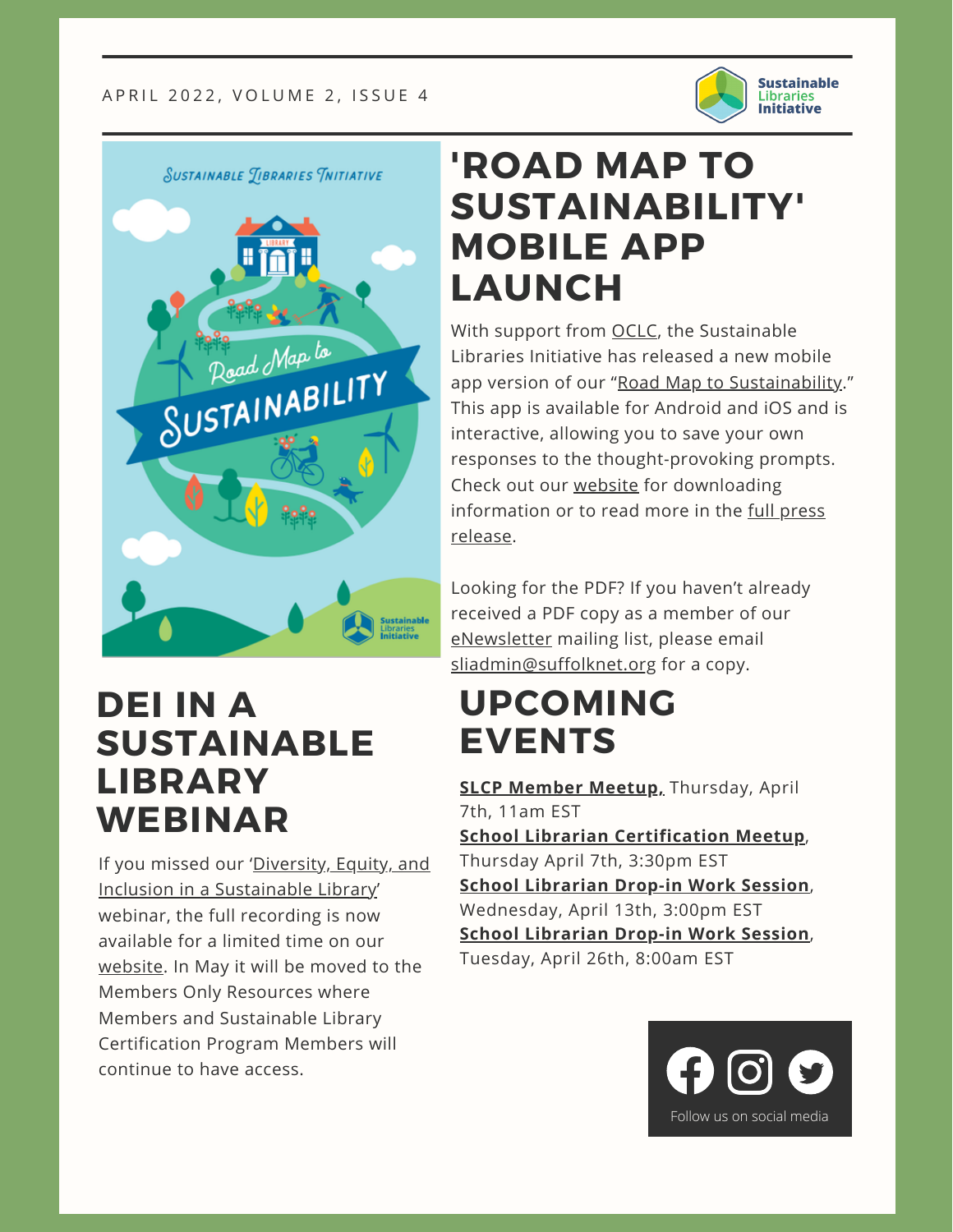APRIL 2022, VOLUME 2, ISSUE 4

# 'ROAD MAP TO SUSTAINABILITY' MOBILE APP LAUNCH

With support from OCLC, the Sustainable Libraries Initiative has released a new mobile app version of our "Road Map to Sustainability." This app is available for Android and iOS and is interactive, allowing you to save your own responses to the thought-provoking prompts. Check out our website for downloading information or to read more in the full press release.

Looking for the PDF? If you haven't already received a PDF copy as a member of our eNewsletter mailing list, please email sliadmin@suffolknet.org for a copy.

# DEI IN A SUSTAINABLE LIBRARY WEBINAR

If you missed our 'Diversity, Equity, and Inclusion in a Sustainable Library' webinar, the full recording is now available for a limited time on our website. In May it will be moved to the Members Only Resources where Members and Sustainable Library Certification Program Members will continue to have access.

# UPCOMING EVENTS

**SLCP Member Meetup**, Thursday, April 7th, 11am EST
**School Librarian Certification Meetup**, Thursday April 7th, 3:30pm EST
**School Librarian Drop-in Work Session**, Wednesday, April 13th, 3:00pm EST
**School Librarian Drop-in Work Session**, Tuesday, April 26th, 8:00am EST

Follow us on social media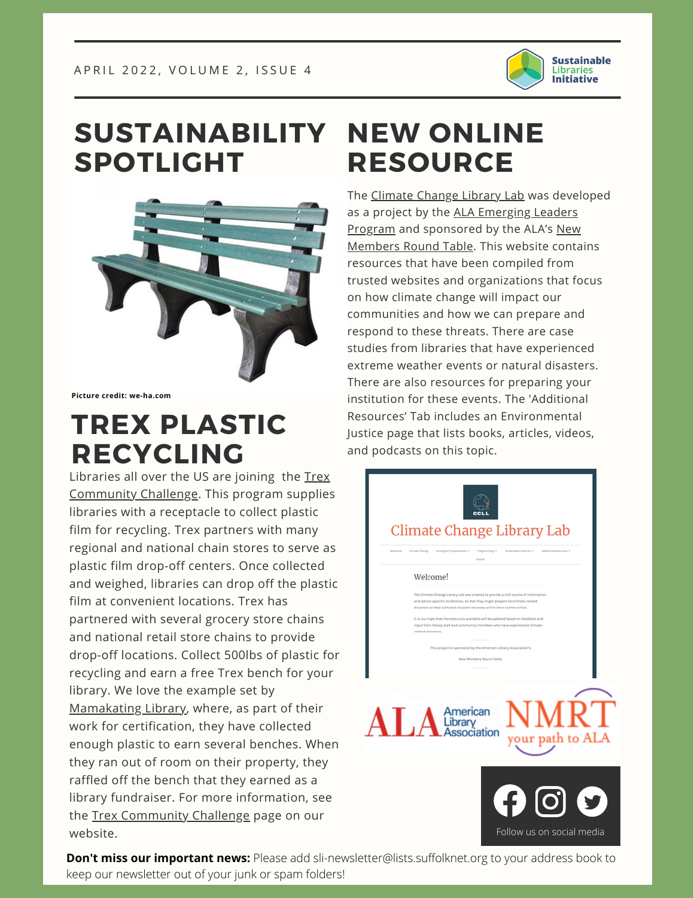APRIL 2022, VOLUME 2, ISSUE 4

# SUSTAINABILITY SPOTLIGHT

Picture credit: we-ha.com

## TREX PLASTIC RECYCLING

Libraries all over the US are joining the Trex Community Challenge. This program supplies libraries with a receptacle to collect plastic film for recycling. Trex partners with many regional and national chain stores to serve as plastic film drop-off centers. Once collected and weighed, libraries can drop off the plastic film at convenient locations. Trex has partnered with several grocery store chains and national retail store chains to provide drop-off locations. Collect 500lbs of plastic for recycling and earn a free Trex bench for your library. We love the example set by Mamakating Library, where, as part of their work for certification, they have collected enough plastic to earn several benches. When they ran out of room on their property, they raffled off the bench that they earned as a library fundraiser. For more information, see the Trex Community Challenge page on our website.

# NEW ONLINE RESOURCE

The Climate Change Library Lab was developed as a project by the ALA Emerging Leaders Program and sponsored by the ALA's New Members Round Table. This website contains resources that have been compiled from trusted websites and organizations that focus on how climate change will impact our communities and how we can prepare and respond to these threats. There are case studies from libraries that have experienced extreme weather events or natural disasters. There are also resources for preparing your institution for these events. The 'Additional Resources' Tab includes an Environmental Justice page that lists books, articles, videos, and podcasts on this topic.

Follow us on social media

**Don't miss our important news:** Please add sli-newsletter@lists.suffolknet.org to your address book to keep our newsletter out of your junk or spam folders!